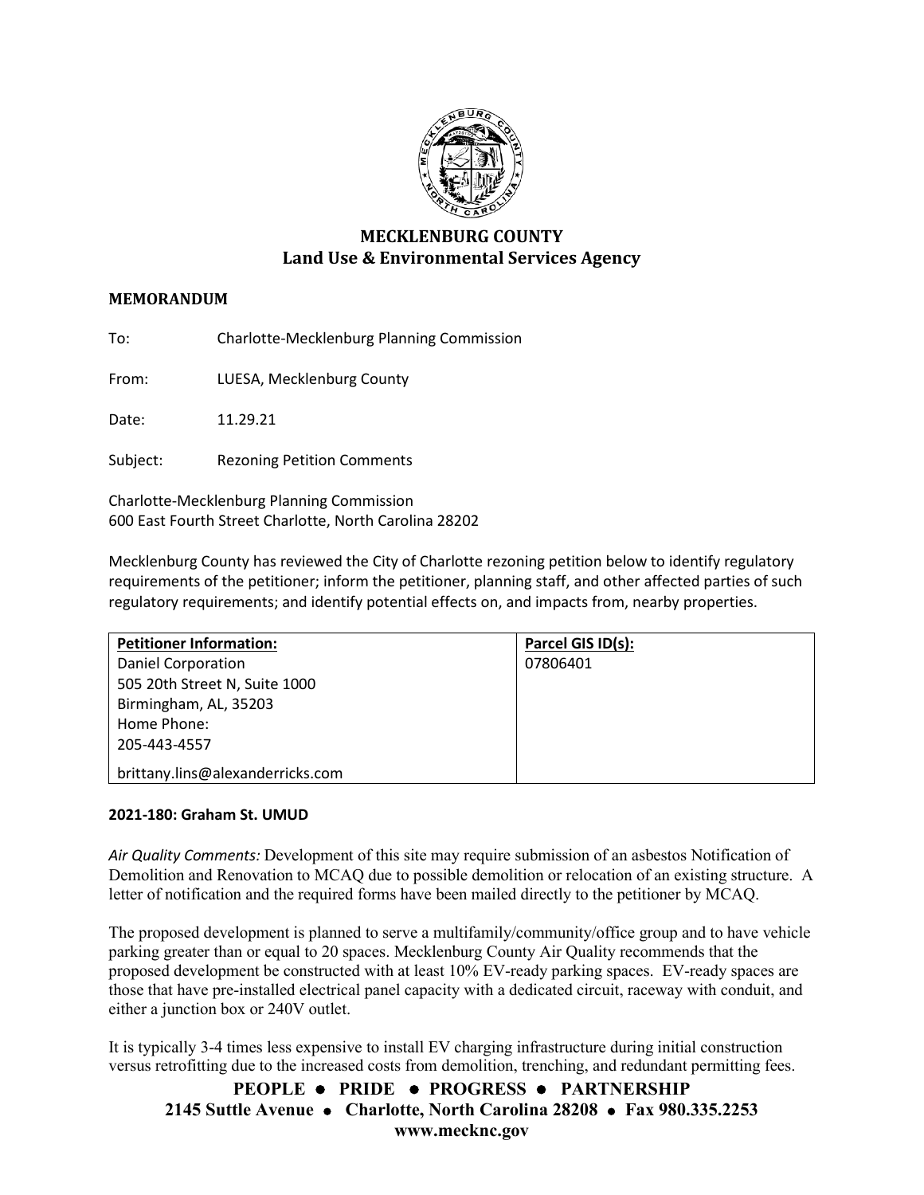# MECKLENBURG COUNTY
## Land Use & Environmental Services Agency

**MEMORANDUM**

To: Charlotte-Mecklenburg Planning Commission

From: LUESA, Mecklenburg County

Date: 11.29.21

Subject: Rezoning Petition Comments

Charlotte-Mecklenburg Planning Commission
600 East Fourth Street Charlotte, North Carolina 28202

Mecklenburg County has reviewed the City of Charlotte rezoning petition below to identify regulatory requirements of the petitioner; inform the petitioner, planning staff, and other affected parties of such regulatory requirements; and identify potential effects on, and impacts from, nearby properties.

| **Petitioner Information:** | **Parcel GIS ID(s):** |
|---|---|
| Daniel Corporation<br>505 20th Street N, Suite 1000<br>Birmingham, AL, 35203<br>Home Phone:<br>205-443-4557<br>brittany.lins@alexanderricks.com | 07806401 |

**2021-180: Graham St. UMUD**

*Air Quality Comments:* Development of this site may require submission of an asbestos Notification of Demolition and Renovation to MCAQ due to possible demolition or relocation of an existing structure. A letter of notification and the required forms have been mailed directly to the petitioner by MCAQ.

The proposed development is planned to serve a multifamily/community/office group and to have vehicle parking greater than or equal to 20 spaces. Mecklenburg County Air Quality recommends that the proposed development be constructed with at least 10% EV-ready parking spaces. EV-ready spaces are those that have pre-installed electrical panel capacity with a dedicated circuit, raceway with conduit, and either a junction box or 240V outlet.

It is typically 3-4 times less expensive to install EV charging infrastructure during initial construction versus retrofitting due to the increased costs from demolition, trenching, and redundant permitting fees.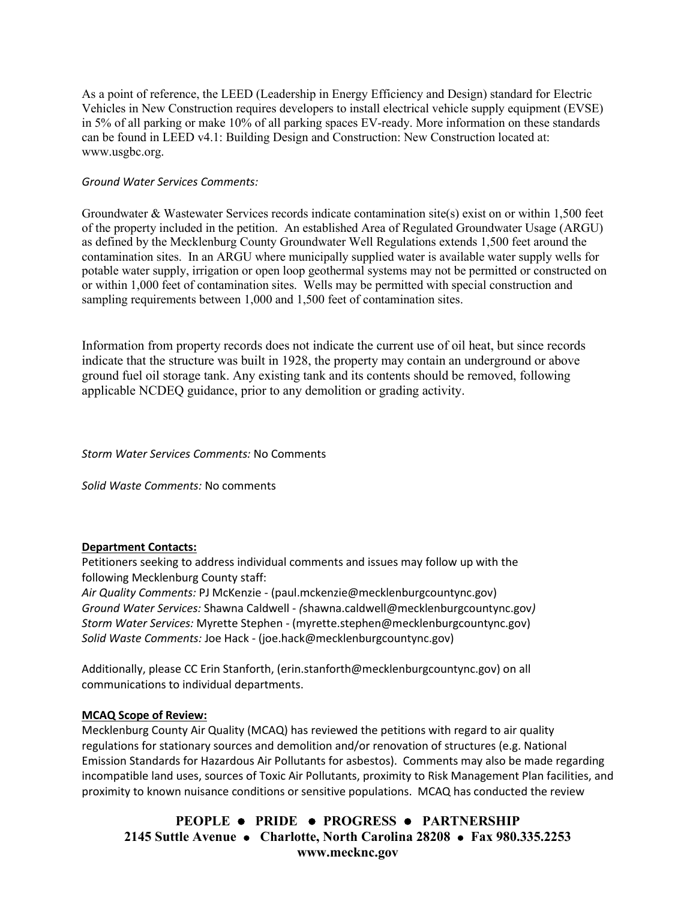As a point of reference, the LEED (Leadership in Energy Efficiency and Design) standard for Electric Vehicles in New Construction requires developers to install electrical vehicle supply equipment (EVSE) in 5% of all parking or make 10% of all parking spaces EV-ready. More information on these standards can be found in LEED v4.1: Building Design and Construction: New Construction located at: www.usgbc.org.

*Ground Water Services Comments:*

Groundwater & Wastewater Services records indicate contamination site(s) exist on or within 1,500 feet of the property included in the petition. An established Area of Regulated Groundwater Usage (ARGU) as defined by the Mecklenburg County Groundwater Well Regulations extends 1,500 feet around the contamination sites. In an ARGU where municipally supplied water is available water supply wells for potable water supply, irrigation or open loop geothermal systems may not be permitted or constructed on or within 1,000 feet of contamination sites. Wells may be permitted with special construction and sampling requirements between 1,000 and 1,500 feet of contamination sites.

Information from property records does not indicate the current use of oil heat, but since records indicate that the structure was built in 1928, the property may contain an underground or above ground fuel oil storage tank. Any existing tank and its contents should be removed, following applicable NCDEQ guidance, prior to any demolition or grading activity.

*Storm Water Services Comments:* No Comments

*Solid Waste Comments:* No comments

**Department Contacts:**

Petitioners seeking to address individual comments and issues may follow up with the following Mecklenburg County staff:
*Air Quality Comments:* PJ McKenzie - (paul.mckenzie@mecklenburgcountync.gov)
*Ground Water Services:* Shawna Caldwell - *(*shawna.caldwell@mecklenburgcountync.gov*)*
*Storm Water Services:* Myrette Stephen - (myrette.stephen@mecklenburgcountync.gov)
*Solid Waste Comments:* Joe Hack - (joe.hack@mecklenburgcountync.gov)

Additionally, please CC Erin Stanforth, (erin.stanforth@mecklenburgcountync.gov) on all communications to individual departments.

**MCAQ Scope of Review:**

Mecklenburg County Air Quality (MCAQ) has reviewed the petitions with regard to air quality regulations for stationary sources and demolition and/or renovation of structures (e.g. National Emission Standards for Hazardous Air Pollutants for asbestos). Comments may also be made regarding incompatible land uses, sources of Toxic Air Pollutants, proximity to Risk Management Plan facilities, and proximity to known nuisance conditions or sensitive populations. MCAQ has conducted the review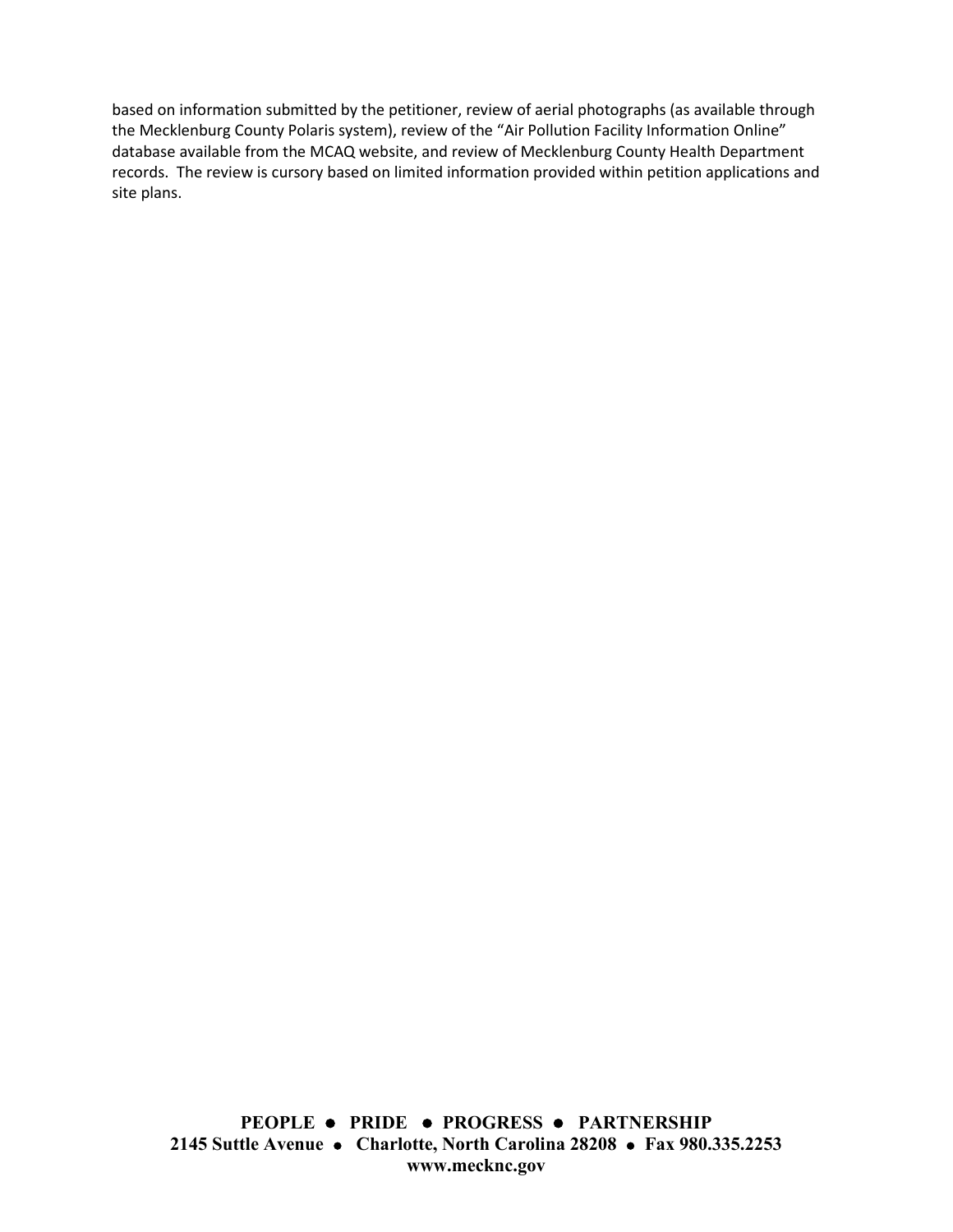based on information submitted by the petitioner, review of aerial photographs (as available through the Mecklenburg County Polaris system), review of the "Air Pollution Facility Information Online" database available from the MCAQ website, and review of Mecklenburg County Health Department records. The review is cursory based on limited information provided within petition applications and site plans.